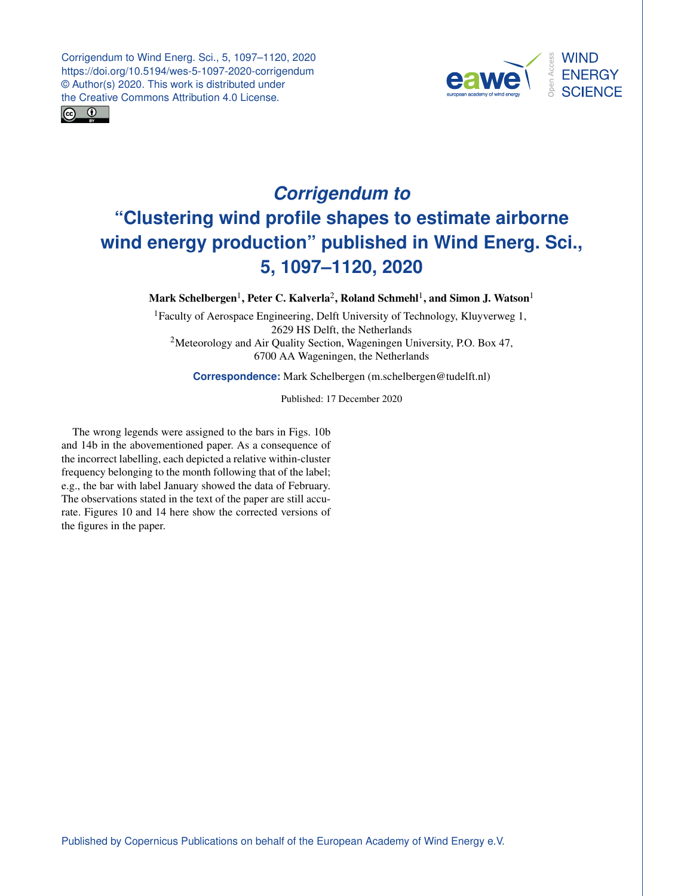# *Corrigendum to* "Clustering wind profile shapes to estimate airborne wind energy production" published in Wind Energ. Sci., 5, 1097–1120, 2020

**Mark Schelbergen**[1]**, Peter C. Kalverla**[2]**, Roland Schmehl**[1]**, and Simon J. Watson**[1]

[1]Faculty of Aerospace Engineering, Delft University of Technology, Kluyverweg 1, 2629 HS Delft, the Netherlands

[2]Meteorology and Air Quality Section, Wageningen University, P.O. Box 47, 6700 AA Wageningen, the Netherlands

**Correspondence:** Mark Schelbergen (m.schelbergen@tudelft.nl)

Published: 17 December 2020

The wrong legends were assigned to the bars in Figs. 10b and 14b in the abovementioned paper. As a consequence of the incorrect labelling, each depicted a relative within-cluster frequency belonging to the month following that of the label; e.g., the bar with label January showed the data of February. The observations stated in the text of the paper are still accurate. Figures 10 and 14 here show the corrected versions of the figures in the paper.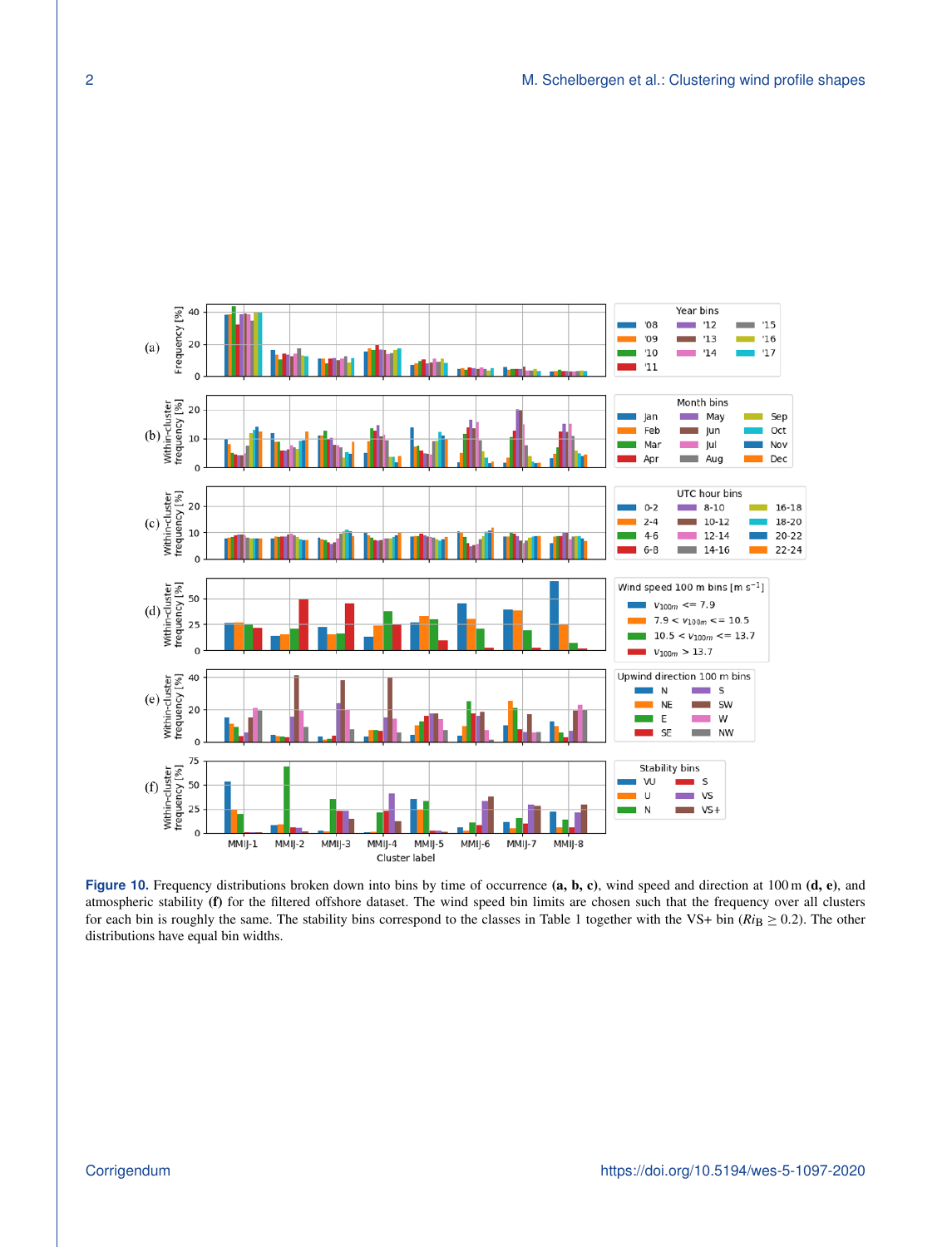Figure 10. Frequency distributions broken down into bins by time of occurrence **(a, b, c)**, wind speed and direction at 100 m **(d, e)**, and atmospheric stability **(f)** for the filtered offshore dataset. The wind speed bin limits are chosen such that the frequency over all clusters for each bin is roughly the same. The stability bins correspond to the classes in Table 1 together with the VS+ bin ($Ri_B \geq 0.2$). The other distributions have equal bin widths.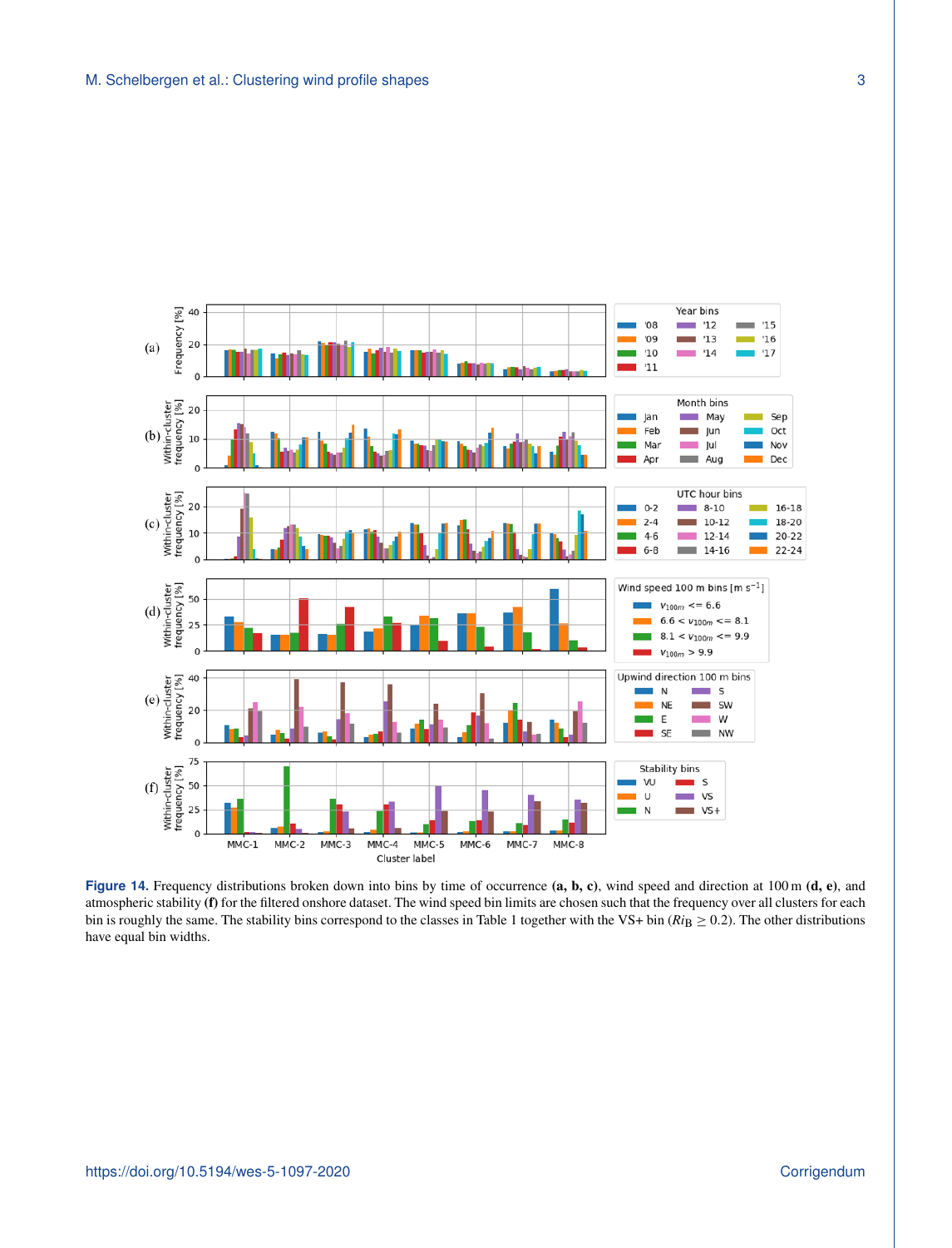(a)
Frequency [%]
40
20
0

Year bins
'08 '09 '10 '11 '12 '13 '14 '15 '16 '17

(b)
Within-cluster frequency [%]
20
10
0

Month bins
Jan Feb Mar Apr May Jun Jul Aug Sep Oct Nov Dec

(c)
Within-cluster frequency [%]
20
10
0

UTC hour bins
0-2 2-4 4-6 6-8 8-10 10-12 12-14 14-16 16-18 18-20 20-22 22-24

(d)
Within-cluster frequency [%]
50
25
0

Wind speed 100 m bins [m s$^{-1}$]
$v_{100m}$ <= 6.6
6.6 < $v_{100m}$ <= 8.1
8.1 < $v_{100m}$ <= 9.9
$v_{100m}$ > 9.9

(e)
Within-cluster frequency [%]
40
20
0

Upwind direction 100 m bins
N NE E SE S SW W NW

(f)
Within-cluster frequency [%]
75
50
25
0

Stability bins
VU U N S VS VS+

MMC-1 MMC-2 MMC-3 MMC-4 MMC-5 MMC-6 MMC-7 MMC-8
Cluster label

**Figure 14.** Frequency distributions broken down into bins by time of occurrence **(a, b, c)**, wind speed and direction at 100 m **(d, e)**, and atmospheric stability **(f)** for the filtered onshore dataset. The wind speed bin limits are chosen such that the frequency over all clusters for each bin is roughly the same. The stability bins correspond to the classes in Table 1 together with the VS+ bin ($Ri_B \geq 0.2$). The other distributions have equal bin widths.